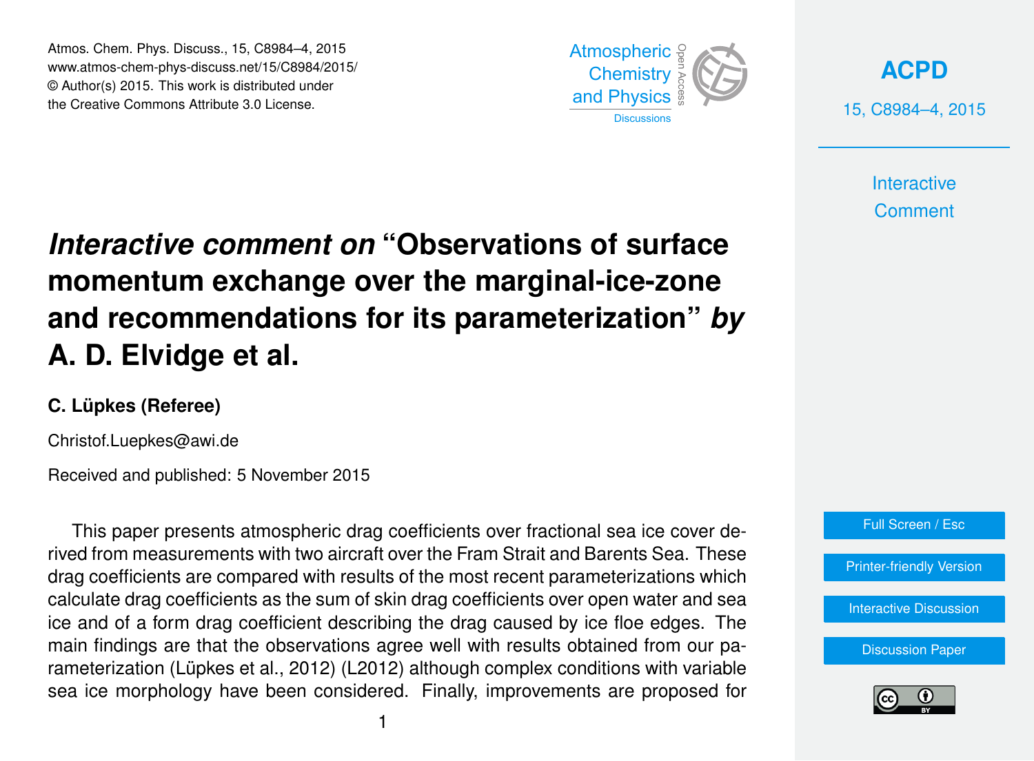# *Interactive comment on* "Observations of surface momentum exchange over the marginal-ice-zone and recommendations for its parameterization" *by* A. D. Elvidge et al.

**C. Lüpkes (Referee)**

Christof.Luepkes@awi.de

Received and published: 5 November 2015

This paper presents atmospheric drag coefficients over fractional sea ice cover derived from measurements with two aircraft over the Fram Strait and Barents Sea. These drag coefficients are compared with results of the most recent parameterizations which calculate drag coefficients as the sum of skin drag coefficients over open water and sea ice and of a form drag coefficient describing the drag caused by ice floe edges. The main findings are that the observations agree well with results obtained from our parameterization (Lüpkes et al., 2012) (L2012) although complex conditions with variable sea ice morphology have been considered. Finally, improvements are proposed for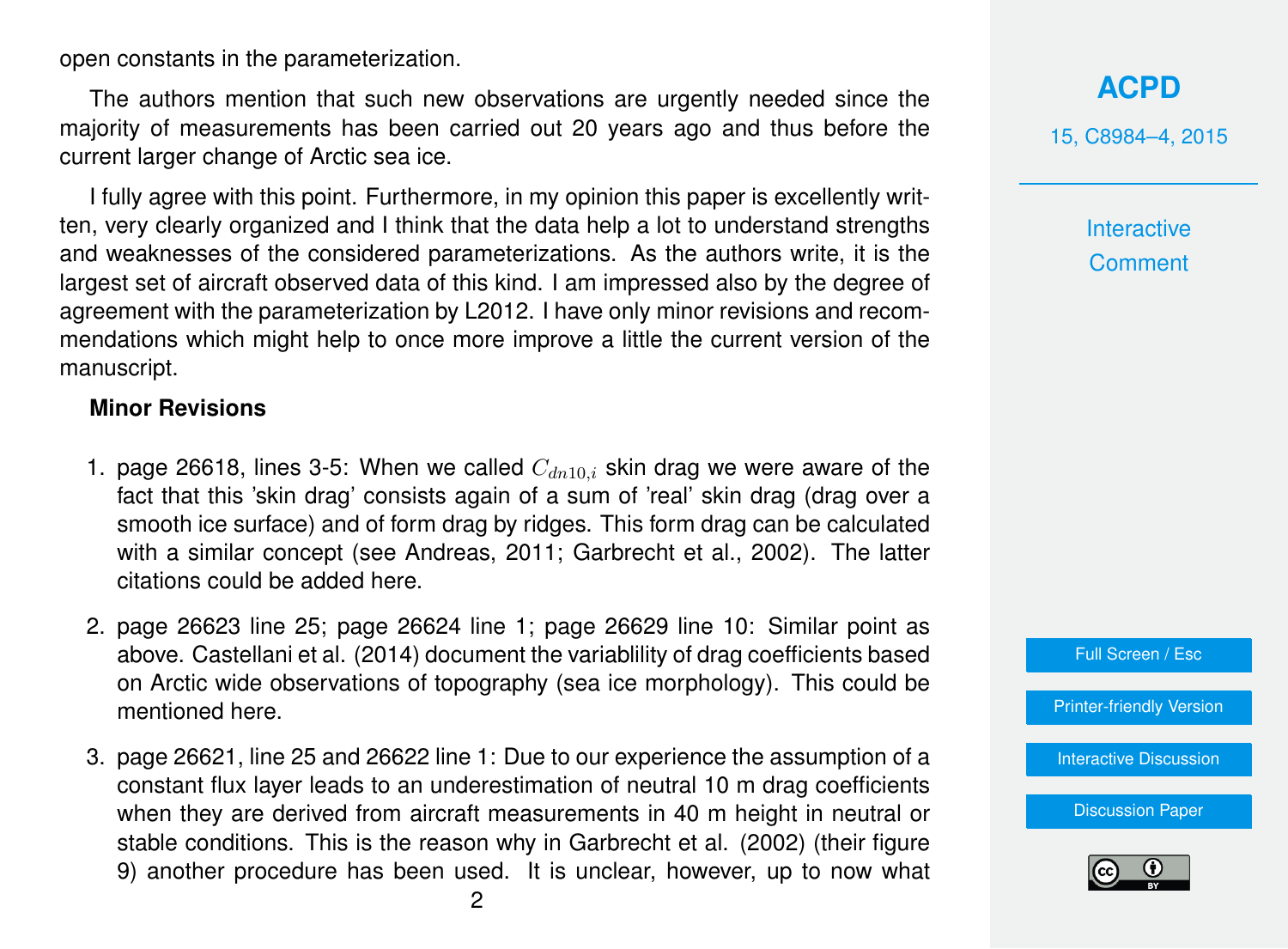open constants in the parameterization.

The authors mention that such new observations are urgently needed since the majority of measurements has been carried out 20 years ago and thus before the current larger change of Arctic sea ice.

I fully agree with this point. Furthermore, in my opinion this paper is excellently written, very clearly organized and I think that the data help a lot to understand strengths and weaknesses of the considered parameterizations. As the authors write, it is the largest set of aircraft observed data of this kind. I am impressed also by the degree of agreement with the parameterization by L2012. I have only minor revisions and recommendations which might help to once more improve a little the current version of the manuscript.

**Minor Revisions**

1. page 26618, lines 3-5: When we called $C_{dn10,i}$ skin drag we were aware of the fact that this 'skin drag' consists again of a sum of 'real' skin drag (drag over a smooth ice surface) and of form drag by ridges. This form drag can be calculated with a similar concept (see Andreas, 2011; Garbrecht et al., 2002). The latter citations could be added here.

2. page 26623 line 25; page 26624 line 1; page 26629 line 10: Similar point as above. Castellani et al. (2014) document the variablility of drag coefficients based on Arctic wide observations of topography (sea ice morphology). This could be mentioned here.

3. page 26621, line 25 and 26622 line 1: Due to our experience the assumption of a constant flux layer leads to an underestimation of neutral 10 m drag coefficients when they are derived from aircraft measurements in 40 m height in neutral or stable conditions. This is the reason why in Garbrecht et al. (2002) (their figure 9) another procedure has been used. It is unclear, however, up to now what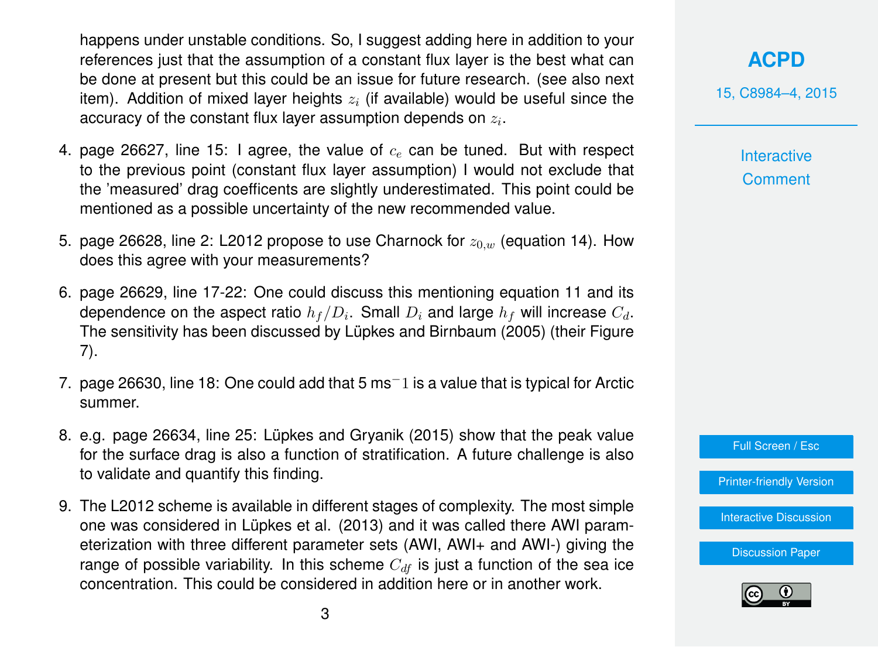happens under unstable conditions. So, I suggest adding here in addition to your references just that the assumption of a constant flux layer is the best what can be done at present but this could be an issue for future research. (see also next item). Addition of mixed layer heights $z_i$ (if available) would be useful since the accuracy of the constant flux layer assumption depends on $z_i$.

4. page 26627, line 15: I agree, the value of $c_e$ can be tuned. But with respect to the previous point (constant flux layer assumption) I would not exclude that the 'measured' drag coefficents are slightly underestimated. This point could be mentioned as a possible uncertainty of the new recommended value.

5. page 26628, line 2: L2012 propose to use Charnock for $z_{0,w}$ (equation 14). How does this agree with your measurements?

6. page 26629, line 17-22: One could discuss this mentioning equation 11 and its dependence on the aspect ratio $h_f/D_i$. Small $D_i$ and large $h_f$ will increase $C_d$. The sensitivity has been discussed by Lüpkes and Birnbaum (2005) (their Figure 7).

7. page 26630, line 18: One could add that 5 ms$^{-1}$ is a value that is typical for Arctic summer.

8. e.g. page 26634, line 25: Lüpkes and Gryanik (2015) show that the peak value for the surface drag is also a function of stratification. A future challenge is also to validate and quantify this finding.

9. The L2012 scheme is available in different stages of complexity. The most simple one was considered in Lüpkes et al. (2013) and it was called there AWI parameterization with three different parameter sets (AWI, AWI+ and AWI-) giving the range of possible variability. In this scheme $C_{df}$ is just a function of the sea ice concentration. This could be considered in addition here or in another work.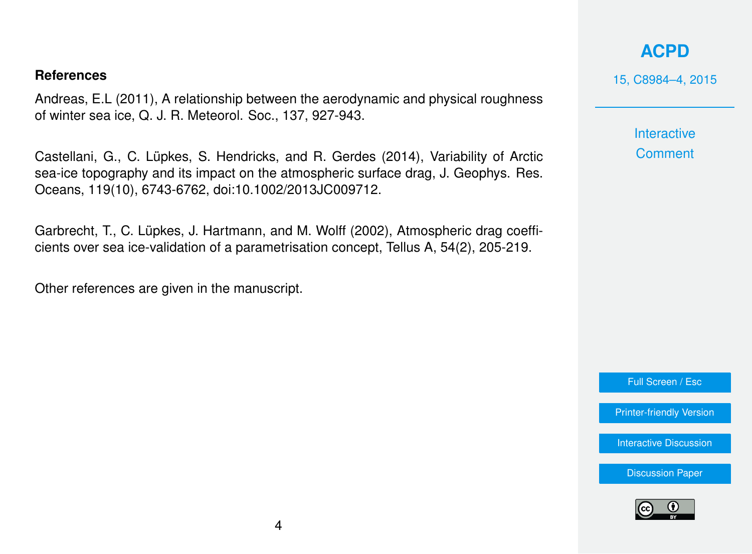**References**

Andreas, E.L (2011), A relationship between the aerodynamic and physical roughness of winter sea ice, Q. J. R. Meteorol. Soc., 137, 927-943.

Castellani, G., C. Lüpkes, S. Hendricks, and R. Gerdes (2014), Variability of Arctic sea-ice topography and its impact on the atmospheric surface drag, J. Geophys. Res. Oceans, 119(10), 6743-6762, doi:10.1002/2013JC009712.

Garbrecht, T., C. Lüpkes, J. Hartmann, and M. Wolff (2002), Atmospheric drag coefficients over sea ice-validation of a parametrisation concept, Tellus A, 54(2), 205-219.

Other references are given in the manuscript.